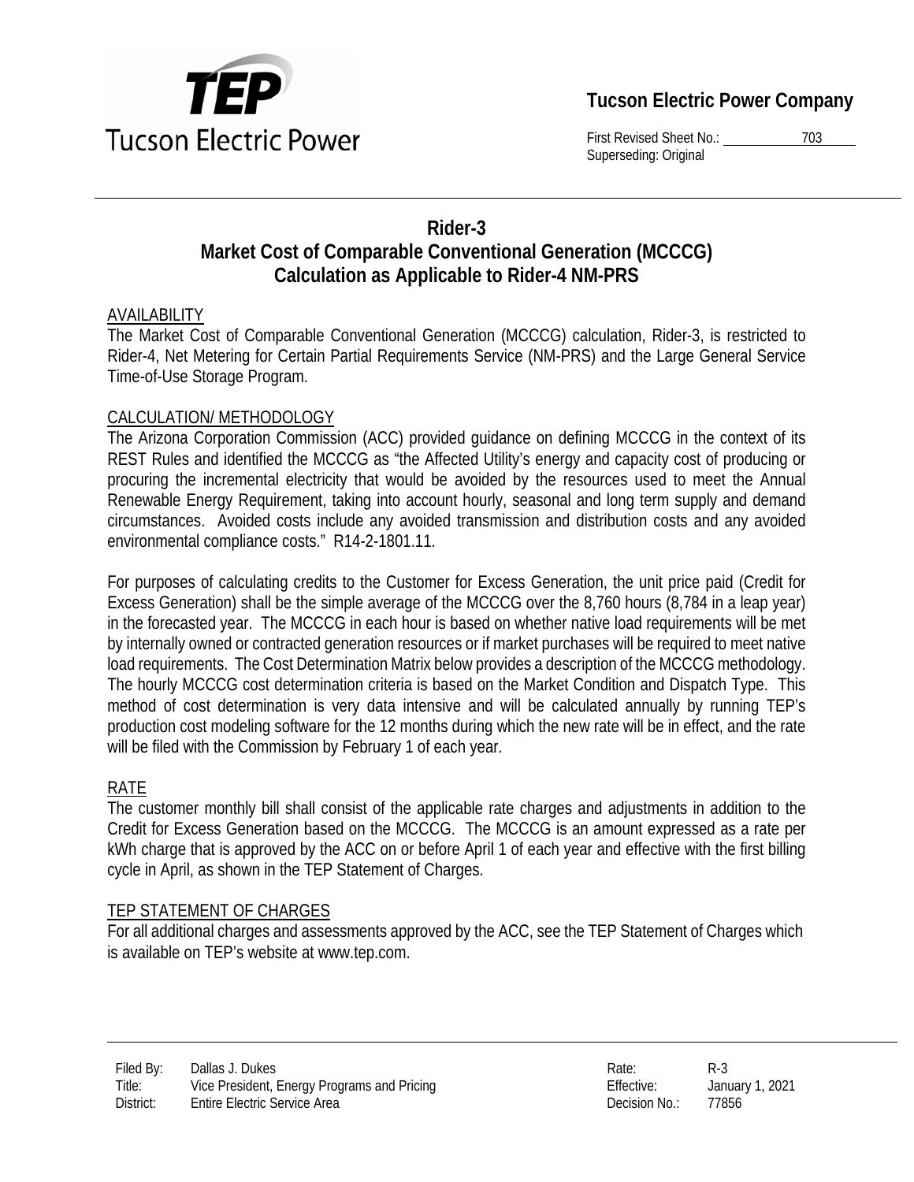**Tucson Electric Power Company**

First Revised Sheet No.: 703
Superseding: Original

# Rider-3
## Market Cost of Comparable Conventional Generation (MCCCG) Calculation as Applicable to Rider-4 NM-PRS

### AVAILABILITY

The Market Cost of Comparable Conventional Generation (MCCCG) calculation, Rider-3, is restricted to Rider-4, Net Metering for Certain Partial Requirements Service (NM-PRS) and the Large General Service Time-of-Use Storage Program.

### CALCULATION/ METHODOLOGY

The Arizona Corporation Commission (ACC) provided guidance on defining MCCCG in the context of its REST Rules and identified the MCCCG as "the Affected Utility's energy and capacity cost of producing or procuring the incremental electricity that would be avoided by the resources used to meet the Annual Renewable Energy Requirement, taking into account hourly, seasonal and long term supply and demand circumstances. Avoided costs include any avoided transmission and distribution costs and any avoided environmental compliance costs." R14-2-1801.11.

For purposes of calculating credits to the Customer for Excess Generation, the unit price paid (Credit for Excess Generation) shall be the simple average of the MCCCG over the 8,760 hours (8,784 in a leap year) in the forecasted year. The MCCCG in each hour is based on whether native load requirements will be met by internally owned or contracted generation resources or if market purchases will be required to meet native load requirements. The Cost Determination Matrix below provides a description of the MCCCG methodology. The hourly MCCCG cost determination criteria is based on the Market Condition and Dispatch Type. This method of cost determination is very data intensive and will be calculated annually by running TEP's production cost modeling software for the 12 months during which the new rate will be in effect, and the rate will be filed with the Commission by February 1 of each year.

### RATE

The customer monthly bill shall consist of the applicable rate charges and adjustments in addition to the Credit for Excess Generation based on the MCCCG. The MCCCG is an amount expressed as a rate per kWh charge that is approved by the ACC on or before April 1 of each year and effective with the first billing cycle in April, as shown in the TEP Statement of Charges.

### TEP STATEMENT OF CHARGES

For all additional charges and assessments approved by the ACC, see the TEP Statement of Charges which is available on TEP's website at www.tep.com.

| Filed By: | Dallas J. Dukes | Rate: | R-3 |
|---|---|---|---|
| Title: | Vice President, Energy Programs and Pricing | Effective: | January 1, 2021 |
| District: | Entire Electric Service Area | Decision No.: | 77856 |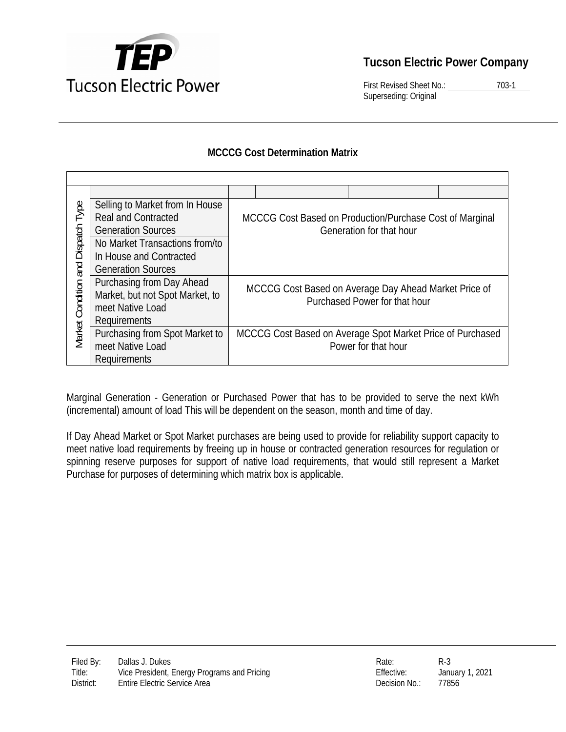## MCCCG Cost Determination Matrix

| | | |
|---|---|---|
| Market Condition and Dispatch Type | Selling to Market from In House Real and Contracted Generation Sources | MCCCG Cost Based on Production/Purchase Cost of Marginal Generation for that hour |
| | No Market Transactions from/to In House and Contracted Generation Sources | |
| | Purchasing from Day Ahead Market, but not Spot Market, to meet Native Load Requirements | MCCCG Cost Based on Average Day Ahead Market Price of Purchased Power for that hour |
| | Purchasing from Spot Market to meet Native Load Requirements | MCCCG Cost Based on Average Spot Market Price of Purchased Power for that hour |

Marginal Generation - Generation or Purchased Power that has to be provided to serve the next kWh (incremental) amount of load This will be dependent on the season, month and time of day.

If Day Ahead Market or Spot Market purchases are being used to provide for reliability support capacity to meet native load requirements by freeing up in house or contracted generation resources for regulation or spinning reserve purposes for support of native load requirements, that would still represent a Market Purchase for purposes of determining which matrix box is applicable.